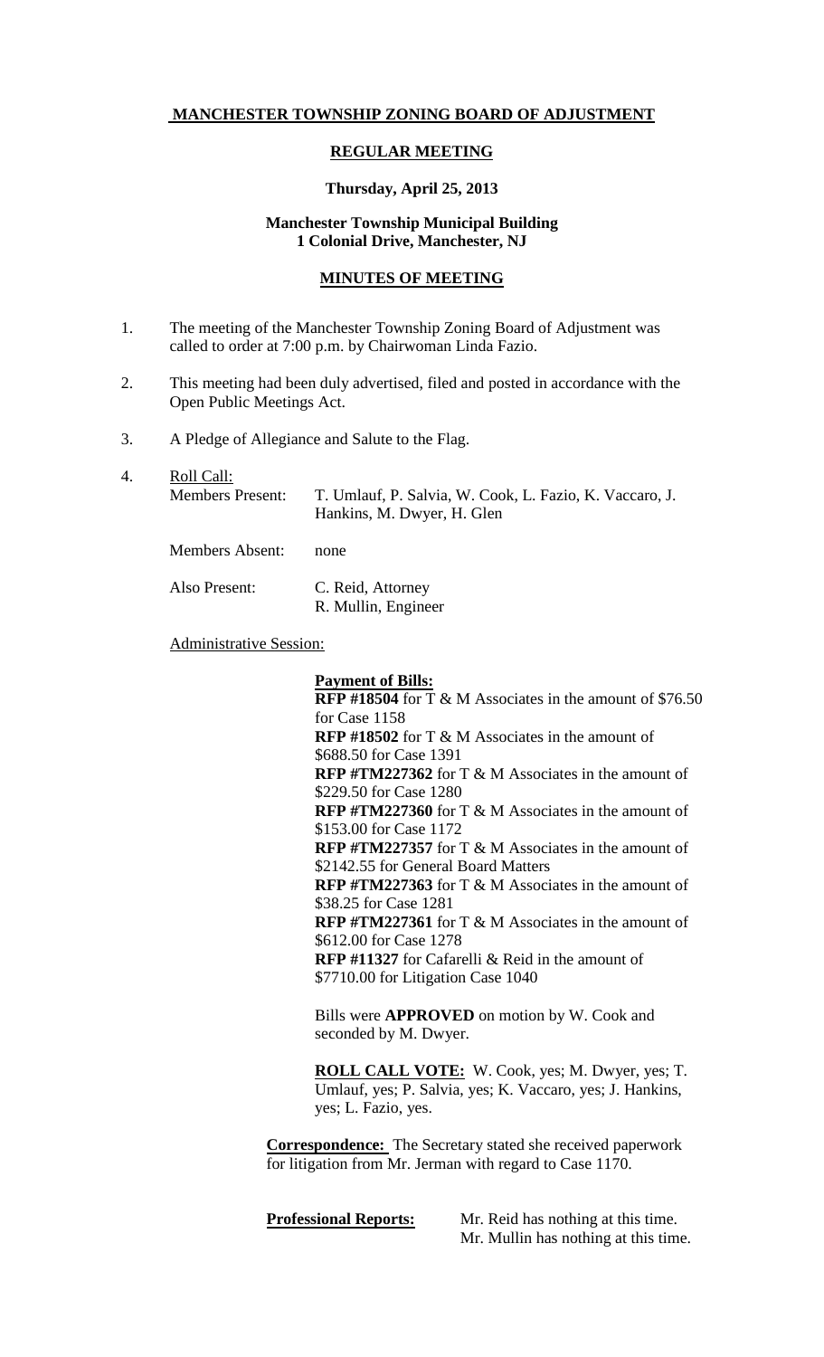# MANCHESTER TOWNSHIP ZONING BOARD OF ADJUSTMENT

## REGULAR MEETING

### Thursday, April 25, 2013

**Manchester Township Municipal Building**
**1 Colonial Drive, Manchester, NJ**

## MINUTES OF MEETING

1. The meeting of the Manchester Township Zoning Board of Adjustment was called to order at 7:00 p.m. by Chairwoman Linda Fazio.

2. This meeting had been duly advertised, filed and posted in accordance with the Open Public Meetings Act.

3. A Pledge of Allegiance and Salute to the Flag.

4. Roll Call:

   Members Present: T. Umlauf, P. Salvia, W. Cook, L. Fazio, K. Vaccaro, J. Hankins, M. Dwyer, H. Glen

   Members Absent: none

   Also Present: C. Reid, Attorney
   R. Mullin, Engineer

Administrative Session:

**Payment of Bills:**

**RFP #18504** for T & M Associates in the amount of $76.50 for Case 1158
**RFP #18502** for T & M Associates in the amount of $688.50 for Case 1391
**RFP #TM227362** for T & M Associates in the amount of $229.50 for Case 1280
**RFP #TM227360** for T & M Associates in the amount of $153.00 for Case 1172
**RFP #TM227357** for T & M Associates in the amount of $2142.55 for General Board Matters
**RFP #TM227363** for T & M Associates in the amount of $38.25 for Case 1281
**RFP #TM227361** for T & M Associates in the amount of $612.00 for Case 1278
**RFP #11327** for Cafarelli & Reid in the amount of $7710.00 for Litigation Case 1040

Bills were **APPROVED** on motion by W. Cook and seconded by M. Dwyer.

**ROLL CALL VOTE:** W. Cook, yes; M. Dwyer, yes; T. Umlauf, yes; P. Salvia, yes; K. Vaccaro, yes; J. Hankins, yes; L. Fazio, yes.

**Correspondence:** The Secretary stated she received paperwork for litigation from Mr. Jerman with regard to Case 1170.

**Professional Reports:** Mr. Reid has nothing at this time.
Mr. Mullin has nothing at this time.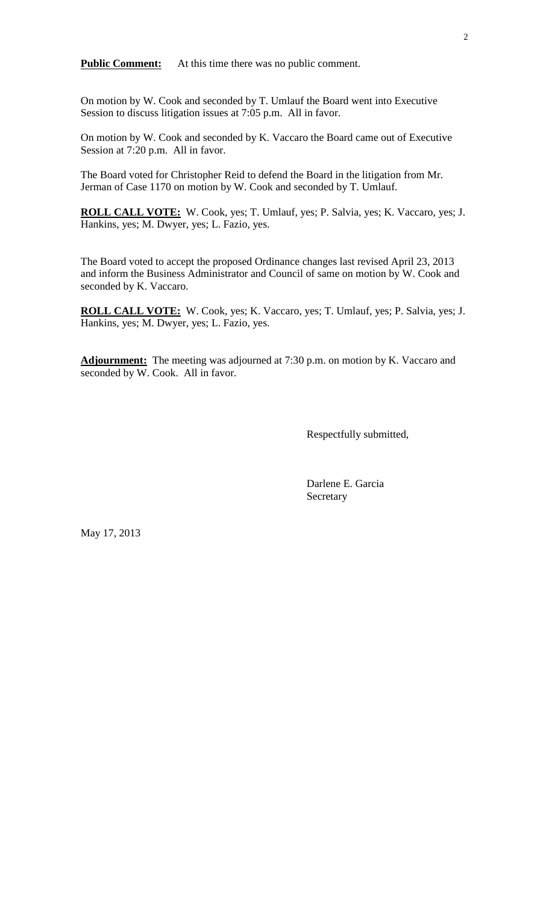**Public Comment:** At this time there was no public comment.

On motion by W. Cook and seconded by T. Umlauf the Board went into Executive Session to discuss litigation issues at 7:05 p.m. All in favor.

On motion by W. Cook and seconded by K. Vaccaro the Board came out of Executive Session at 7:20 p.m. All in favor.

The Board voted for Christopher Reid to defend the Board in the litigation from Mr. Jerman of Case 1170 on motion by W. Cook and seconded by T. Umlauf.

**ROLL CALL VOTE:** W. Cook, yes; T. Umlauf, yes; P. Salvia, yes; K. Vaccaro, yes; J. Hankins, yes; M. Dwyer, yes; L. Fazio, yes.

The Board voted to accept the proposed Ordinance changes last revised April 23, 2013 and inform the Business Administrator and Council of same on motion by W. Cook and seconded by K. Vaccaro.

**ROLL CALL VOTE:** W. Cook, yes; K. Vaccaro, yes; T. Umlauf, yes; P. Salvia, yes; J. Hankins, yes; M. Dwyer, yes; L. Fazio, yes.

**Adjournment:** The meeting was adjourned at 7:30 p.m. on motion by K. Vaccaro and seconded by W. Cook. All in favor.

Respectfully submitted,

Darlene E. Garcia
Secretary

May 17, 2013